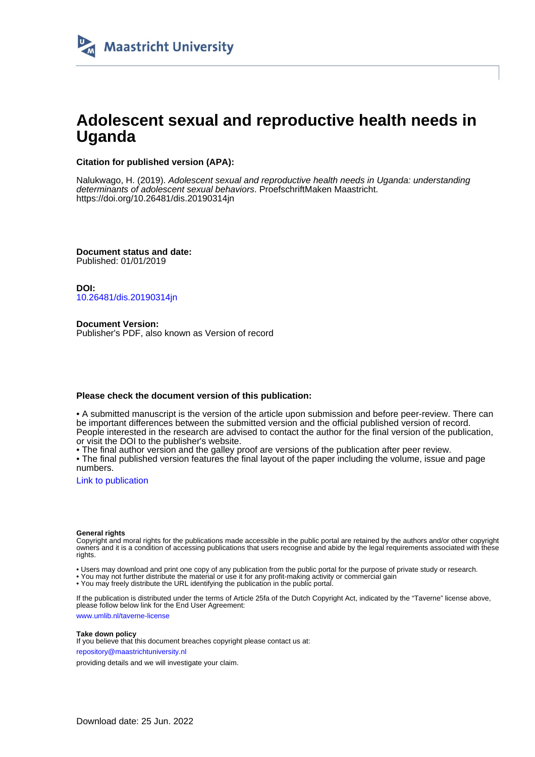Maastricht University

# Adolescent sexual and reproductive health needs in Uganda

**Citation for published version (APA):**

Nalukwago, H. (2019). *Adolescent sexual and reproductive health needs in Uganda: understanding determinants of adolescent sexual behaviors*. ProefschriftMaken Maastricht. https://doi.org/10.26481/dis.20190314jn

**Document status and date:**
Published: 01/01/2019

**DOI:**
10.26481/dis.20190314jn

**Document Version:**
Publisher's PDF, also known as Version of record

**Please check the document version of this publication:**

• A submitted manuscript is the version of the article upon submission and before peer-review. There can be important differences between the submitted version and the official published version of record. People interested in the research are advised to contact the author for the final version of the publication, or visit the DOI to the publisher's website.
• The final author version and the galley proof are versions of the publication after peer review.
• The final published version features the final layout of the paper including the volume, issue and page numbers.

Link to publication

**General rights**
Copyright and moral rights for the publications made accessible in the public portal are retained by the authors and/or other copyright owners and it is a condition of accessing publications that users recognise and abide by the legal requirements associated with these rights.

• Users may download and print one copy of any publication from the public portal for the purpose of private study or research.
• You may not further distribute the material or use it for any profit-making activity or commercial gain
• You may freely distribute the URL identifying the publication in the public portal.

If the publication is distributed under the terms of Article 25fa of the Dutch Copyright Act, indicated by the "Taverne" license above, please follow below link for the End User Agreement:

www.umlib.nl/taverne-license

**Take down policy**
If you believe that this document breaches copyright please contact us at:

repository@maastrichtuniversity.nl

providing details and we will investigate your claim.

Download date: 25 Jun. 2022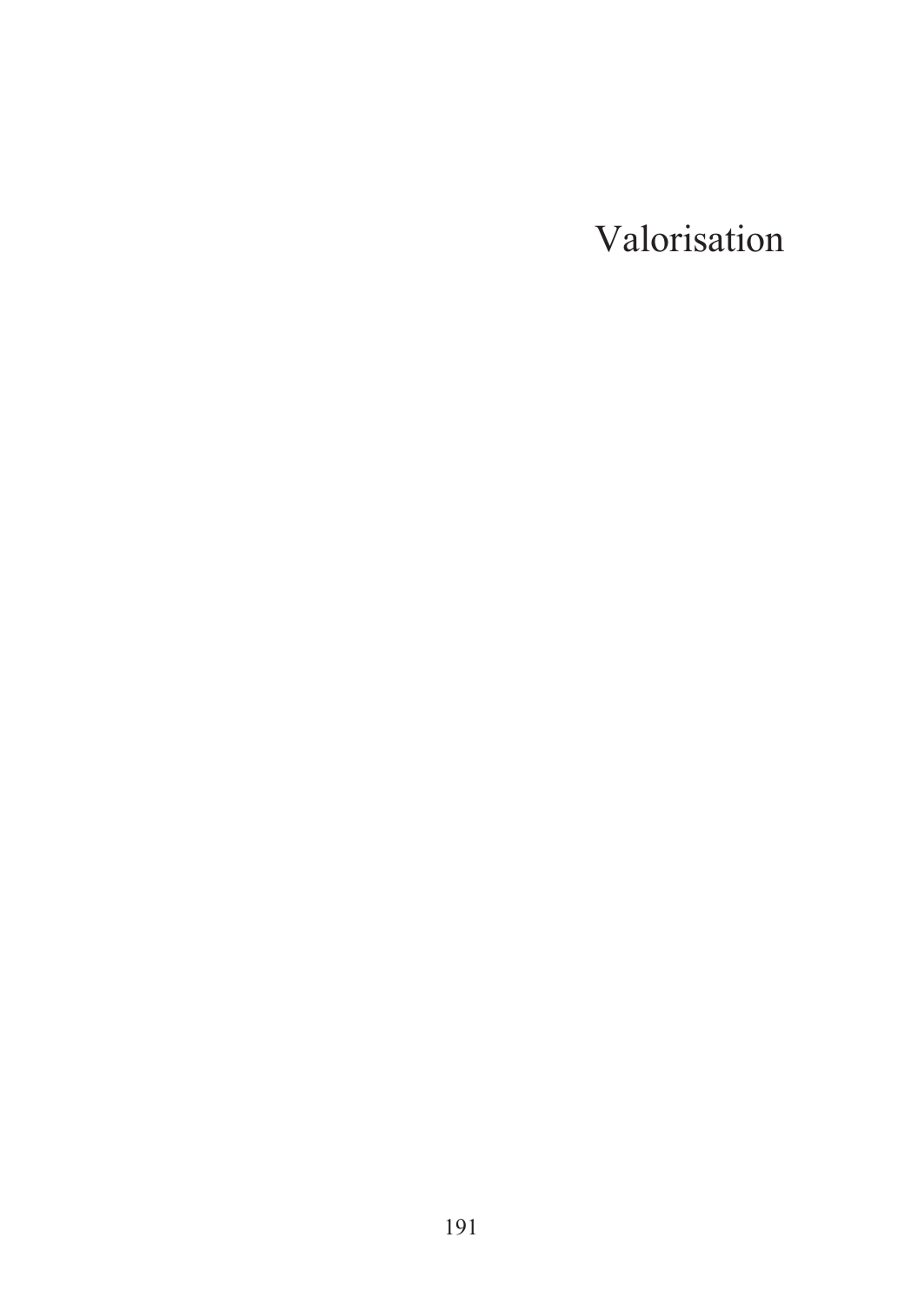# Valorisation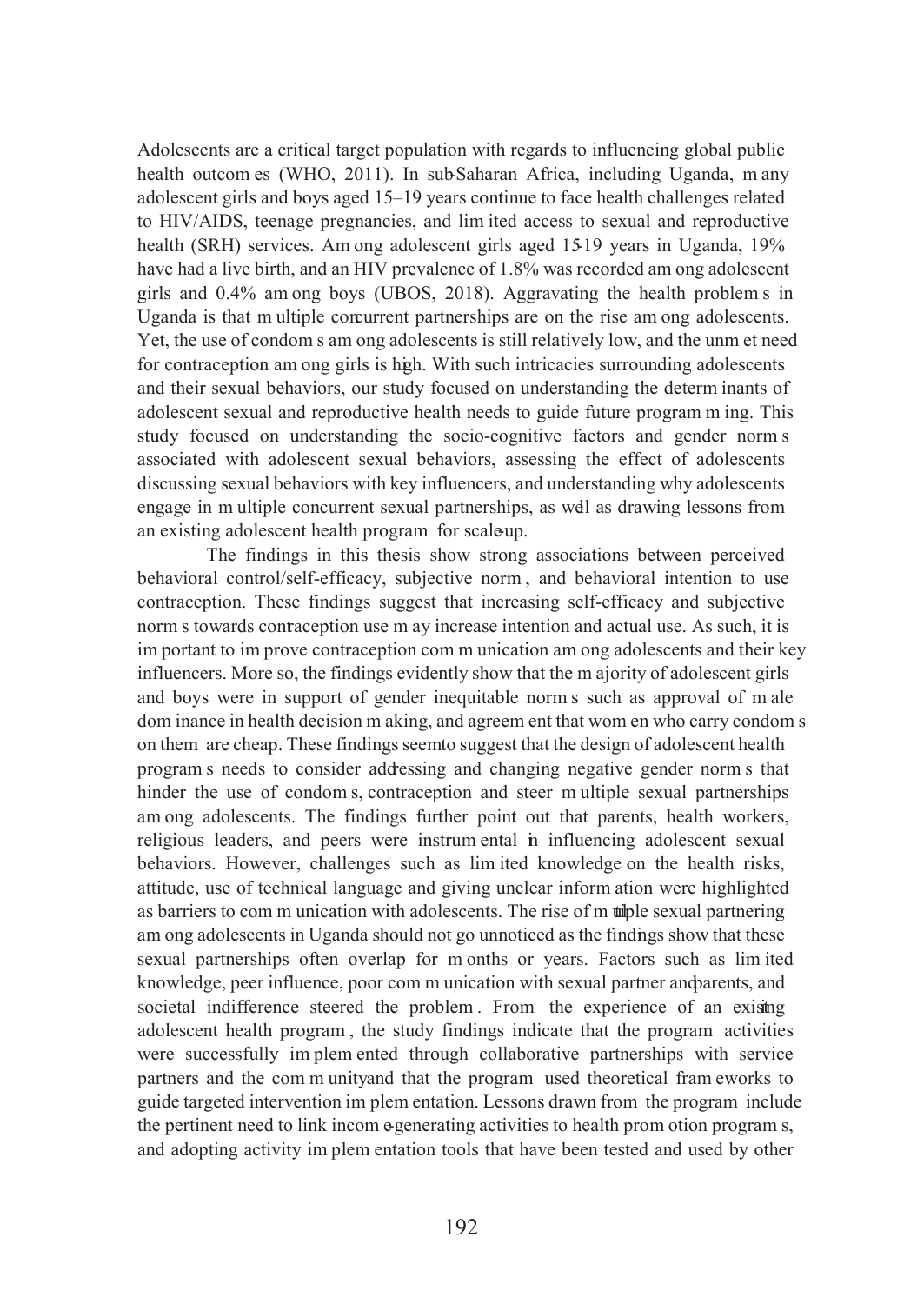Adolescents are a critical target population with regards to influencing global public health outcomes (WHO, 2011). In sub-Saharan Africa, including Uganda, many adolescent girls and boys aged 15–19 years continue to face health challenges related to HIV/AIDS, teenage pregnancies, and limited access to sexual and reproductive health (SRH) services. Among adolescent girls aged 15-19 years in Uganda, 19% have had a live birth, and an HIV prevalence of 1.8% was recorded among adolescent girls and 0.4% among boys (UBOS, 2018). Aggravating the health problems in Uganda is that multiple concurrent partnerships are on the rise among adolescents. Yet, the use of condoms among adolescents is still relatively low, and the unmet need for contraception among girls is high. With such intricacies surrounding adolescents and their sexual behaviors, our study focused on understanding the determinants of adolescent sexual and reproductive health needs to guide future programming. This study focused on understanding the socio-cognitive factors and gender norms associated with adolescent sexual behaviors, assessing the effect of adolescents discussing sexual behaviors with key influencers, and understanding why adolescents engage in multiple concurrent sexual partnerships, as well as drawing lessons from an existing adolescent health program for scale-up.

The findings in this thesis show strong associations between perceived behavioral control/self-efficacy, subjective norm, and behavioral intention to use contraception. These findings suggest that increasing self-efficacy and subjective norms towards contraception use may increase intention and actual use. As such, it is important to improve contraception communication among adolescents and their key influencers. More so, the findings evidently show that the majority of adolescent girls and boys were in support of gender inequitable norms such as approval of male dominance in health decision making, and agreement that women who carry condoms on them are cheap. These findings seem to suggest that the design of adolescent health programs needs to consider addressing and changing negative gender norms that hinder the use of condoms, contraception and steer multiple sexual partnerships among adolescents. The findings further point out that parents, health workers, religious leaders, and peers were instrumental in influencing adolescent sexual behaviors. However, challenges such as limited knowledge on the health risks, attitude, use of technical language and giving unclear information were highlighted as barriers to communication with adolescents. The rise of multiple sexual partnering among adolescents in Uganda should not go unnoticed as the findings show that these sexual partnerships often overlap for months or years. Factors such as limited knowledge, peer influence, poor communication with sexual partner and parents, and societal indifference steered the problem. From the experience of an existing adolescent health program, the study findings indicate that the program activities were successfully implemented through collaborative partnerships with service partners and the community and that the program used theoretical frameworks to guide targeted intervention implementation. Lessons drawn from the program include the pertinent need to link income-generating activities to health promotion programs, and adopting activity implementation tools that have been tested and used by other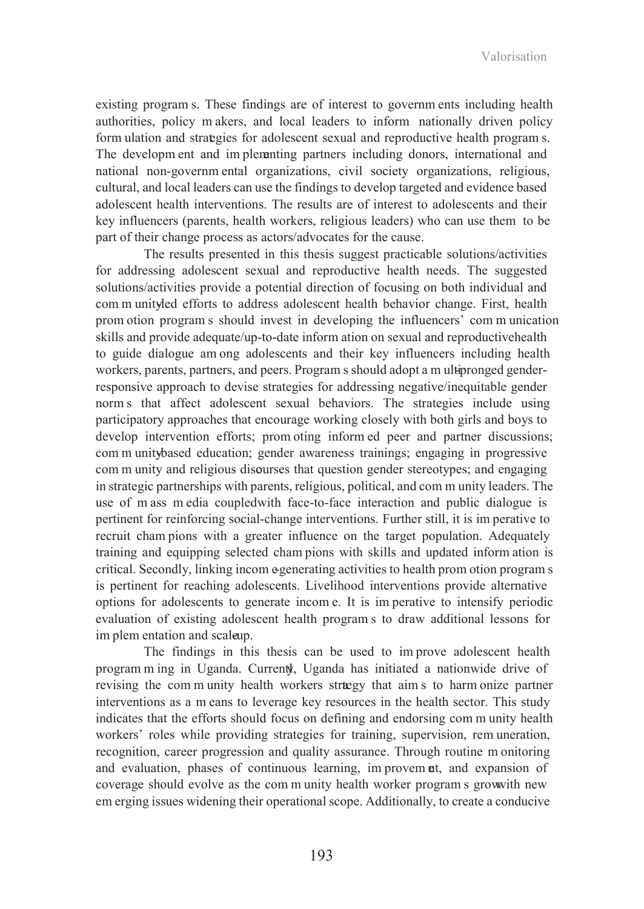existing programs. These findings are of interest to governments including health authorities, policy makers, and local leaders to inform nationally driven policy formulation and strategies for adolescent sexual and reproductive health programs. The development and implementing partners including donors, international and national non-governmental organizations, civil society organizations, religious, cultural, and local leaders can use the findings to develop targeted and evidence based adolescent health interventions. The results are of interest to adolescents and their key influencers (parents, health workers, religious leaders) who can use them to be part of their change process as actors/advocates for the cause.

The results presented in this thesis suggest practicable solutions/activities for addressing adolescent sexual and reproductive health needs. The suggested solutions/activities provide a potential direction of focusing on both individual and community-led efforts to address adolescent health behavior change. First, health promotion programs should invest in developing the influencers' communication skills and provide adequate/up-to-date information on sexual and reproductive health to guide dialogue among adolescents and their key influencers including health workers, parents, partners, and peers. Programs should adopt a multi-pronged gender-responsive approach to devise strategies for addressing negative/inequitable gender norms that affect adolescent sexual behaviors. The strategies include using participatory approaches that encourage working closely with both girls and boys to develop intervention efforts; promoting informed peer and partner discussions; community-based education; gender awareness trainings; engaging in progressive community and religious discourses that question gender stereotypes; and engaging in strategic partnerships with parents, religious, political, and community leaders. The use of mass media coupled with face-to-face interaction and public dialogue is pertinent for reinforcing social-change interventions. Further still, it is imperative to recruit champions with a greater influence on the target population. Adequately training and equipping selected champions with skills and updated information is critical. Secondly, linking income-generating activities to health promotion programs is pertinent for reaching adolescents. Livelihood interventions provide alternative options for adolescents to generate income. It is imperative to intensify periodic evaluation of existing adolescent health programs to draw additional lessons for implementation and scale-up.

The findings in this thesis can be used to improve adolescent health programming in Uganda. Currently, Uganda has initiated a nationwide drive of revising the community health workers strategy that aims to harmonize partner interventions as a means to leverage key resources in the health sector. This study indicates that the efforts should focus on defining and endorsing community health workers' roles while providing strategies for training, supervision, remuneration, recognition, career progression and quality assurance. Through routine monitoring and evaluation, phases of continuous learning, improvement, and expansion of coverage should evolve as the community health worker programs grow with new emerging issues widening their operational scope. Additionally, to create a conducive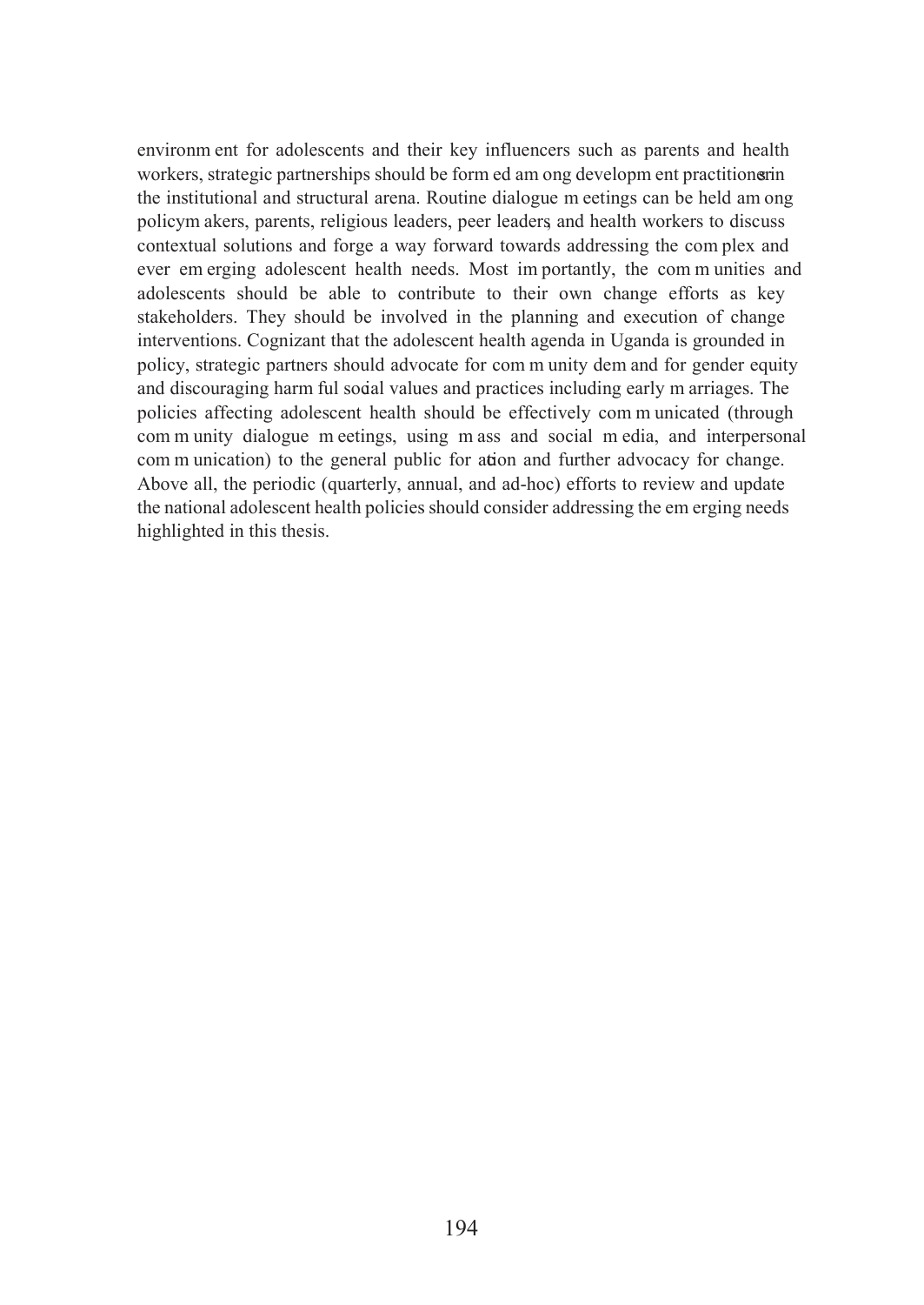environment for adolescents and their key influencers such as parents and health workers, strategic partnerships should be formed among development practitioners in the institutional and structural arena. Routine dialogue meetings can be held among policymakers, parents, religious leaders, peer leaders, and health workers to discuss contextual solutions and forge a way forward towards addressing the complex and ever emerging adolescent health needs. Most importantly, the communities and adolescents should be able to contribute to their own change efforts as key stakeholders. They should be involved in the planning and execution of change interventions. Cognizant that the adolescent health agenda in Uganda is grounded in policy, strategic partners should advocate for community demand for gender equity and discouraging harmful social values and practices including early marriages. The policies affecting adolescent health should be effectively communicated (through community dialogue meetings, using mass and social media, and interpersonal communication) to the general public for action and further advocacy for change. Above all, the periodic (quarterly, annual, and ad-hoc) efforts to review and update the national adolescent health policies should consider addressing the emerging needs highlighted in this thesis.